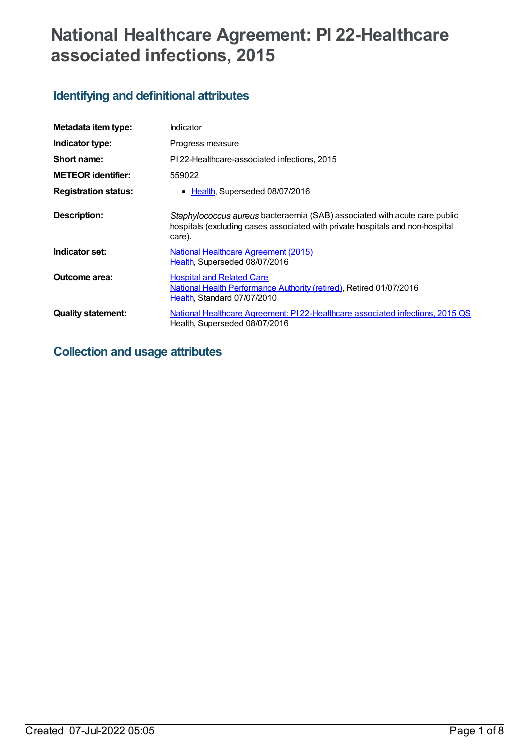# National Healthcare Agreement: PI 22-Healthcare associated infections, 2015

## Identifying and definitional attributes

| | |
|---|---|
| **Metadata item type:** | Indicator |
| **Indicator type:** | Progress measure |
| **Short name:** | PI 22-Healthcare-associated infections, 2015 |
| **METEOR identifier:** | 559022 |
| **Registration status:** | • Health, Superseded 08/07/2016 |
| **Description:** | *Staphylococcus aureus* bacteraemia (SAB) associated with acute care public hospitals (excluding cases associated with private hospitals and non-hospital care). |
| **Indicator set:** | National Healthcare Agreement (2015)<br>Health, Superseded 08/07/2016 |
| **Outcome area:** | Hospital and Related Care<br>National Health Performance Authority (retired), Retired 01/07/2016<br>Health, Standard 07/07/2010 |
| **Quality statement:** | National Healthcare Agreement: PI 22-Healthcare associated infections, 2015 QS<br>Health, Superseded 08/07/2016 |

## Collection and usage attributes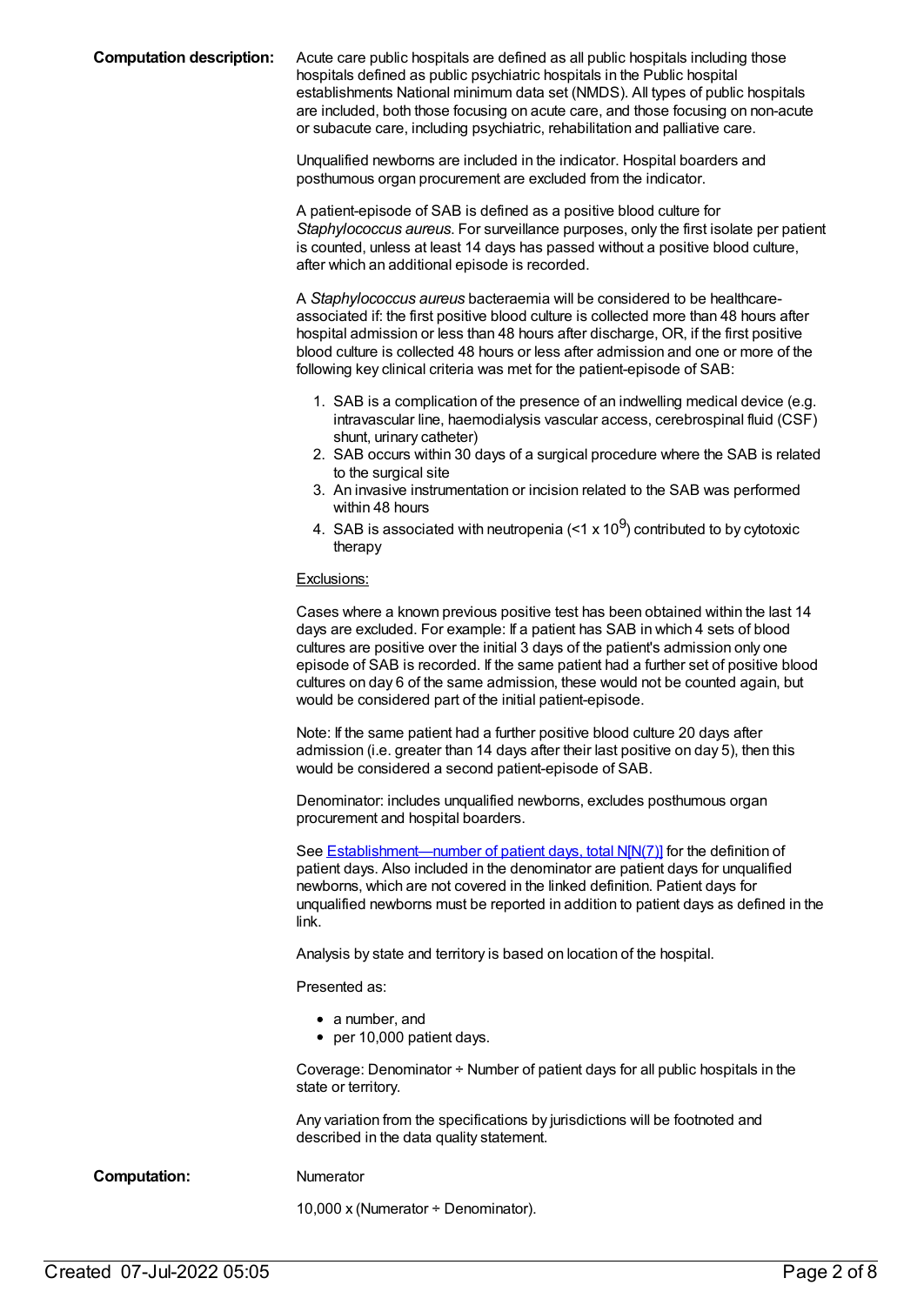**Computation description:** Acute care public hospitals are defined as all public hospitals including those hospitals defined as public psychiatric hospitals in the Public hospital establishments National minimum data set (NMDS). All types of public hospitals are included, both those focusing on acute care, and those focusing on non-acute or subacute care, including psychiatric, rehabilitation and palliative care.

Unqualified newborns are included in the indicator. Hospital boarders and posthumous organ procurement are excluded from the indicator.

A patient-episode of SAB is defined as a positive blood culture for *Staphylococcus aureus*. For surveillance purposes, only the first isolate per patient is counted, unless at least 14 days has passed without a positive blood culture, after which an additional episode is recorded.

A *Staphylococcus aureus* bacteraemia will be considered to be healthcare-associated if: the first positive blood culture is collected more than 48 hours after hospital admission or less than 48 hours after discharge, OR, if the first positive blood culture is collected 48 hours or less after admission and one or more of the following key clinical criteria was met for the patient-episode of SAB:

1. SAB is a complication of the presence of an indwelling medical device (e.g. intravascular line, haemodialysis vascular access, cerebrospinal fluid (CSF) shunt, urinary catheter)
2. SAB occurs within 30 days of a surgical procedure where the SAB is related to the surgical site
3. An invasive instrumentation or incision related to the SAB was performed within 48 hours
4. SAB is associated with neutropenia ($<1 \times 10^9$) contributed to by cytotoxic therapy

Exclusions:

Cases where a known previous positive test has been obtained within the last 14 days are excluded. For example: If a patient has SAB in which 4 sets of blood cultures are positive over the initial 3 days of the patient's admission only one episode of SAB is recorded. If the same patient had a further set of positive blood cultures on day 6 of the same admission, these would not be counted again, but would be considered part of the initial patient-episode.

Note: If the same patient had a further positive blood culture 20 days after admission (i.e. greater than 14 days after their last positive on day 5), then this would be considered a second patient-episode of SAB.

Denominator: includes unqualified newborns, excludes posthumous organ procurement and hospital boarders.

See Establishment—number of patient days, total N[N(7)] for the definition of patient days. Also included in the denominator are patient days for unqualified newborns, which are not covered in the linked definition. Patient days for unqualified newborns must be reported in addition to patient days as defined in the link.

Analysis by state and territory is based on location of the hospital.

Presented as:

- a number, and
- per 10,000 patient days.

Coverage: Denominator ÷ Number of patient days for all public hospitals in the state or territory.

Any variation from the specifications by jurisdictions will be footnoted and described in the data quality statement.

**Computation:** Numerator

10,000 x (Numerator ÷ Denominator).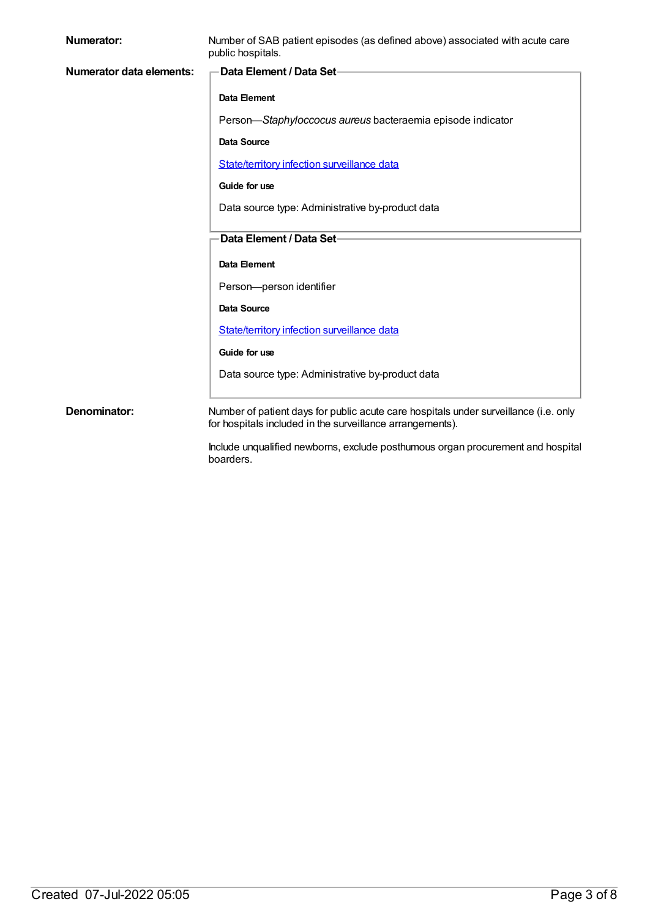**Numerator:** Number of SAB patient episodes (as defined above) associated with acute care public hospitals.

**Numerator data elements:**

**Data Element / Data Set**

**Data Element**

Person—*Staphyloccocus aureus* bacteraemia episode indicator

**Data Source**

[State/territory infection surveillance data]

**Guide for use**

Data source type: Administrative by-product data

**Data Element / Data Set**

**Data Element**

Person—person identifier

**Data Source**

[State/territory infection surveillance data]

**Guide for use**

Data source type: Administrative by-product data

**Denominator:** Number of patient days for public acute care hospitals under surveillance (i.e. only for hospitals included in the surveillance arrangements).

Include unqualified newborns, exclude posthumous organ procurement and hospital boarders.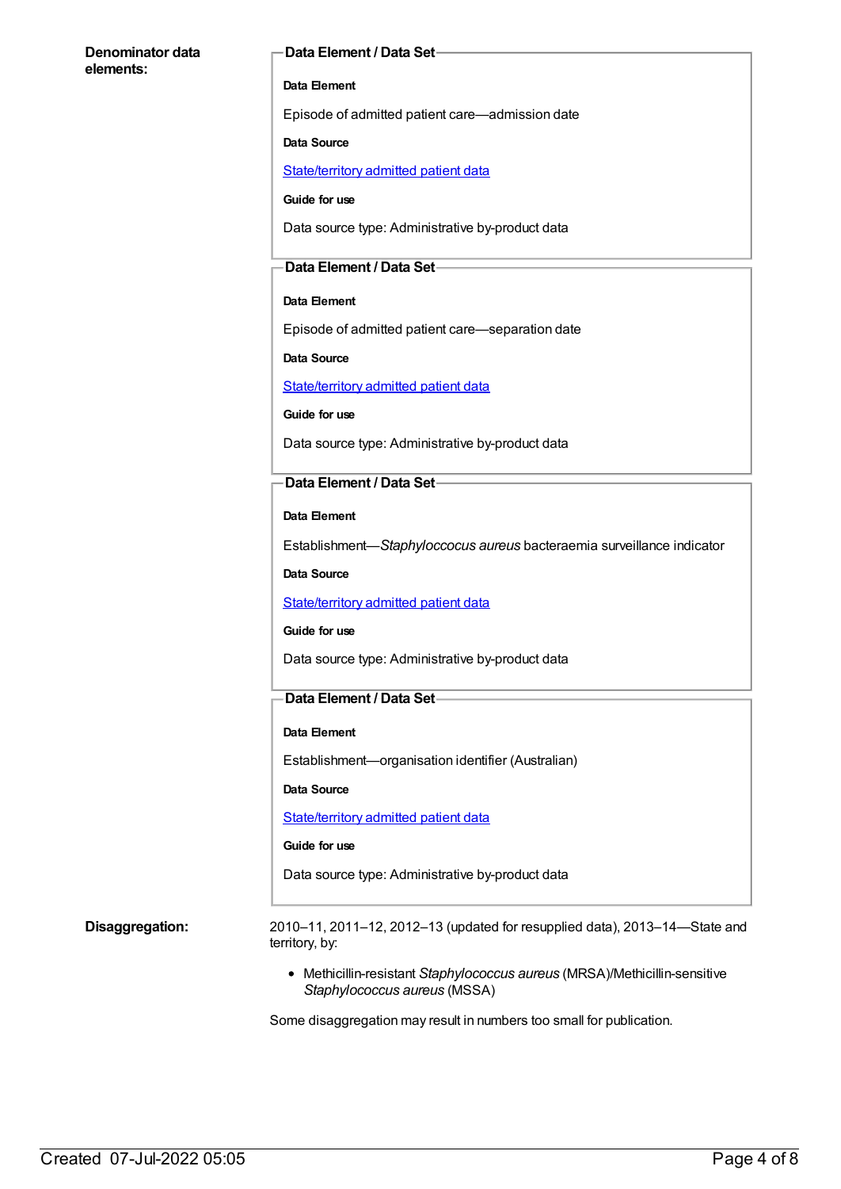**Denominator data elements:**

**Data Element / Data Set**

**Data Element**

Episode of admitted patient care—admission date

**Data Source**

[State/territory admitted patient data]

**Guide for use**

Data source type: Administrative by-product data

**Data Element / Data Set**

**Data Element**

Episode of admitted patient care—separation date

**Data Source**

[State/territory admitted patient data]

**Guide for use**

Data source type: Administrative by-product data

**Data Element / Data Set**

**Data Element**

Establishment—*Staphyloccocus aureus* bacteraemia surveillance indicator

**Data Source**

[State/territory admitted patient data]

**Guide for use**

Data source type: Administrative by-product data

**Data Element / Data Set**

**Data Element**

Establishment—organisation identifier (Australian)

**Data Source**

[State/territory admitted patient data]

**Guide for use**

Data source type: Administrative by-product data

**Disaggregation:**

2010–11, 2011–12, 2012–13 (updated for resupplied data), 2013–14—State and territory, by:

- Methicillin-resistant *Staphylococcus aureus* (MRSA)/Methicillin-sensitive *Staphylococcus aureus* (MSSA)

Some disaggregation may result in numbers too small for publication.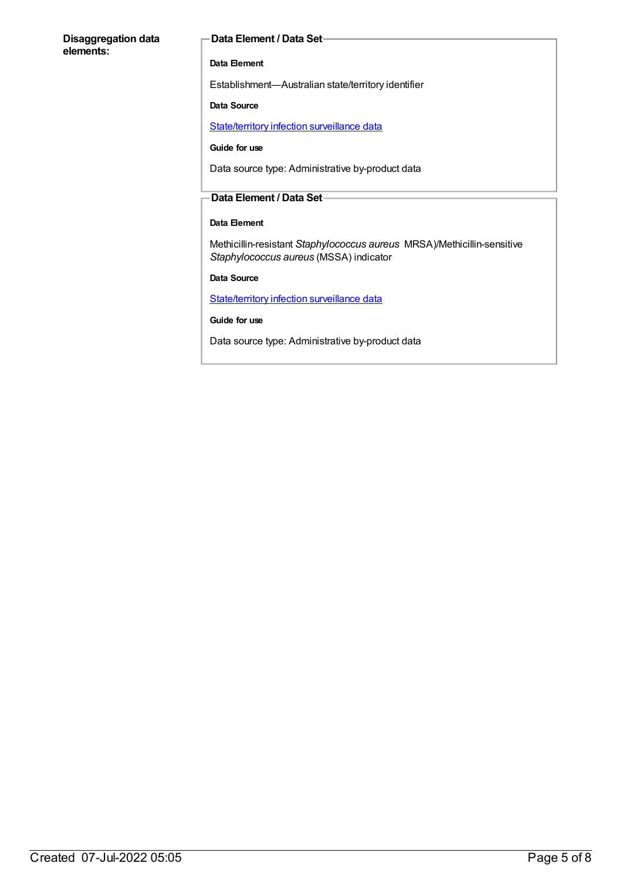**Disaggregation data elements:**

**Data Element / Data Set**

**Data Element**

Establishment—Australian state/territory identifier

**Data Source**

State/territory infection surveillance data

**Guide for use**

Data source type: Administrative by-product data

**Data Element / Data Set**

**Data Element**

Methicillin-resistant *Staphylococcus aureus* MRSA)/Methicillin-sensitive *Staphylococcus aureus* (MSSA) indicator

**Data Source**

State/territory infection surveillance data

**Guide for use**

Data source type: Administrative by-product data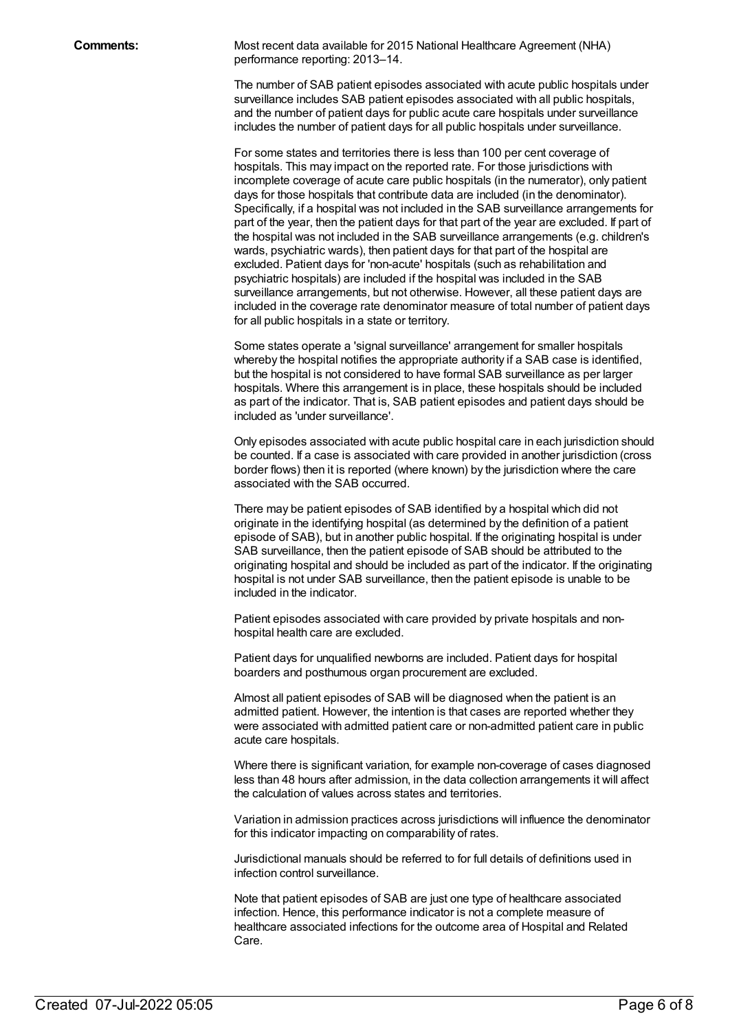**Comments:**

Most recent data available for 2015 National Healthcare Agreement (NHA) performance reporting: 2013–14.

The number of SAB patient episodes associated with acute public hospitals under surveillance includes SAB patient episodes associated with all public hospitals, and the number of patient days for public acute care hospitals under surveillance includes the number of patient days for all public hospitals under surveillance.

For some states and territories there is less than 100 per cent coverage of hospitals. This may impact on the reported rate. For those jurisdictions with incomplete coverage of acute care public hospitals (in the numerator), only patient days for those hospitals that contribute data are included (in the denominator). Specifically, if a hospital was not included in the SAB surveillance arrangements for part of the year, then the patient days for that part of the year are excluded. If part of the hospital was not included in the SAB surveillance arrangements (e.g. children's wards, psychiatric wards), then patient days for that part of the hospital are excluded. Patient days for 'non-acute' hospitals (such as rehabilitation and psychiatric hospitals) are included if the hospital was included in the SAB surveillance arrangements, but not otherwise. However, all these patient days are included in the coverage rate denominator measure of total number of patient days for all public hospitals in a state or territory.

Some states operate a 'signal surveillance' arrangement for smaller hospitals whereby the hospital notifies the appropriate authority if a SAB case is identified, but the hospital is not considered to have formal SAB surveillance as per larger hospitals. Where this arrangement is in place, these hospitals should be included as part of the indicator. That is, SAB patient episodes and patient days should be included as 'under surveillance'.

Only episodes associated with acute public hospital care in each jurisdiction should be counted. If a case is associated with care provided in another jurisdiction (cross border flows) then it is reported (where known) by the jurisdiction where the care associated with the SAB occurred.

There may be patient episodes of SAB identified by a hospital which did not originate in the identifying hospital (as determined by the definition of a patient episode of SAB), but in another public hospital. If the originating hospital is under SAB surveillance, then the patient episode of SAB should be attributed to the originating hospital and should be included as part of the indicator. If the originating hospital is not under SAB surveillance, then the patient episode is unable to be included in the indicator.

Patient episodes associated with care provided by private hospitals and non-hospital health care are excluded.

Patient days for unqualified newborns are included. Patient days for hospital boarders and posthumous organ procurement are excluded.

Almost all patient episodes of SAB will be diagnosed when the patient is an admitted patient. However, the intention is that cases are reported whether they were associated with admitted patient care or non-admitted patient care in public acute care hospitals.

Where there is significant variation, for example non-coverage of cases diagnosed less than 48 hours after admission, in the data collection arrangements it will affect the calculation of values across states and territories.

Variation in admission practices across jurisdictions will influence the denominator for this indicator impacting on comparability of rates.

Jurisdictional manuals should be referred to for full details of definitions used in infection control surveillance.

Note that patient episodes of SAB are just one type of healthcare associated infection. Hence, this performance indicator is not a complete measure of healthcare associated infections for the outcome area of Hospital and Related Care.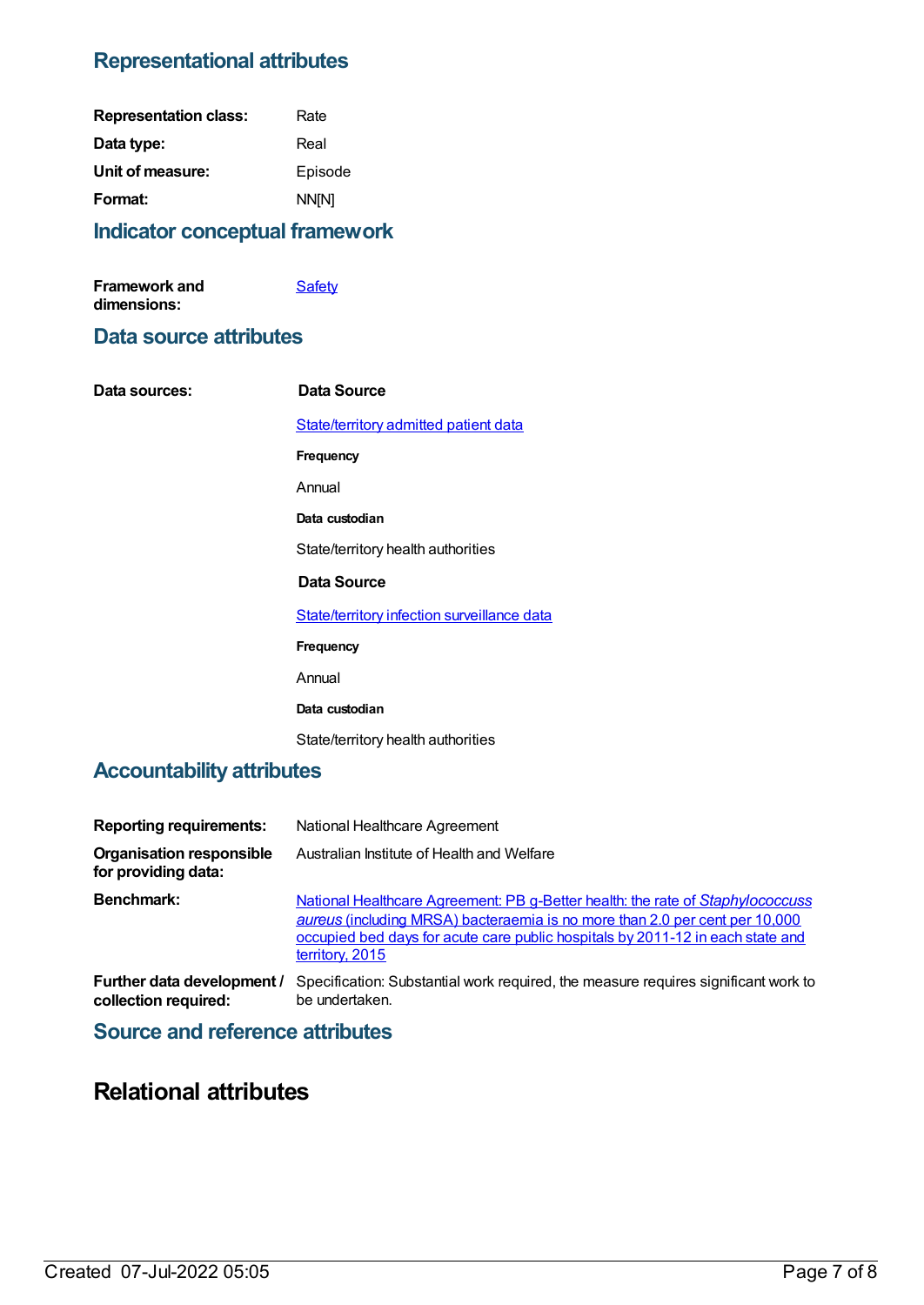## Representational attributes

**Representation class:** Rate

**Data type:** Real

**Unit of measure:** Episode

**Format:** NN[N]

## Indicator conceptual framework

**Framework and dimensions:** Safety

## Data source attributes

**Data sources:**

**Data Source**

State/territory admitted patient data

**Frequency**

Annual

**Data custodian**

State/territory health authorities

**Data Source**

State/territory infection surveillance data

**Frequency**

Annual

**Data custodian**

State/territory health authorities

## Accountability attributes

**Reporting requirements:** National Healthcare Agreement

**Organisation responsible for providing data:** Australian Institute of Health and Welfare

**Benchmark:** National Healthcare Agreement: PB g-Better health: the rate of *Staphylococcuss aureus* (including MRSA) bacteraemia is no more than 2.0 per cent per 10,000 occupied bed days for acute care public hospitals by 2011-12 in each state and territory, 2015

**Further data development / collection required:** Specification: Substantial work required, the measure requires significant work to be undertaken.

## Source and reference attributes

# Relational attributes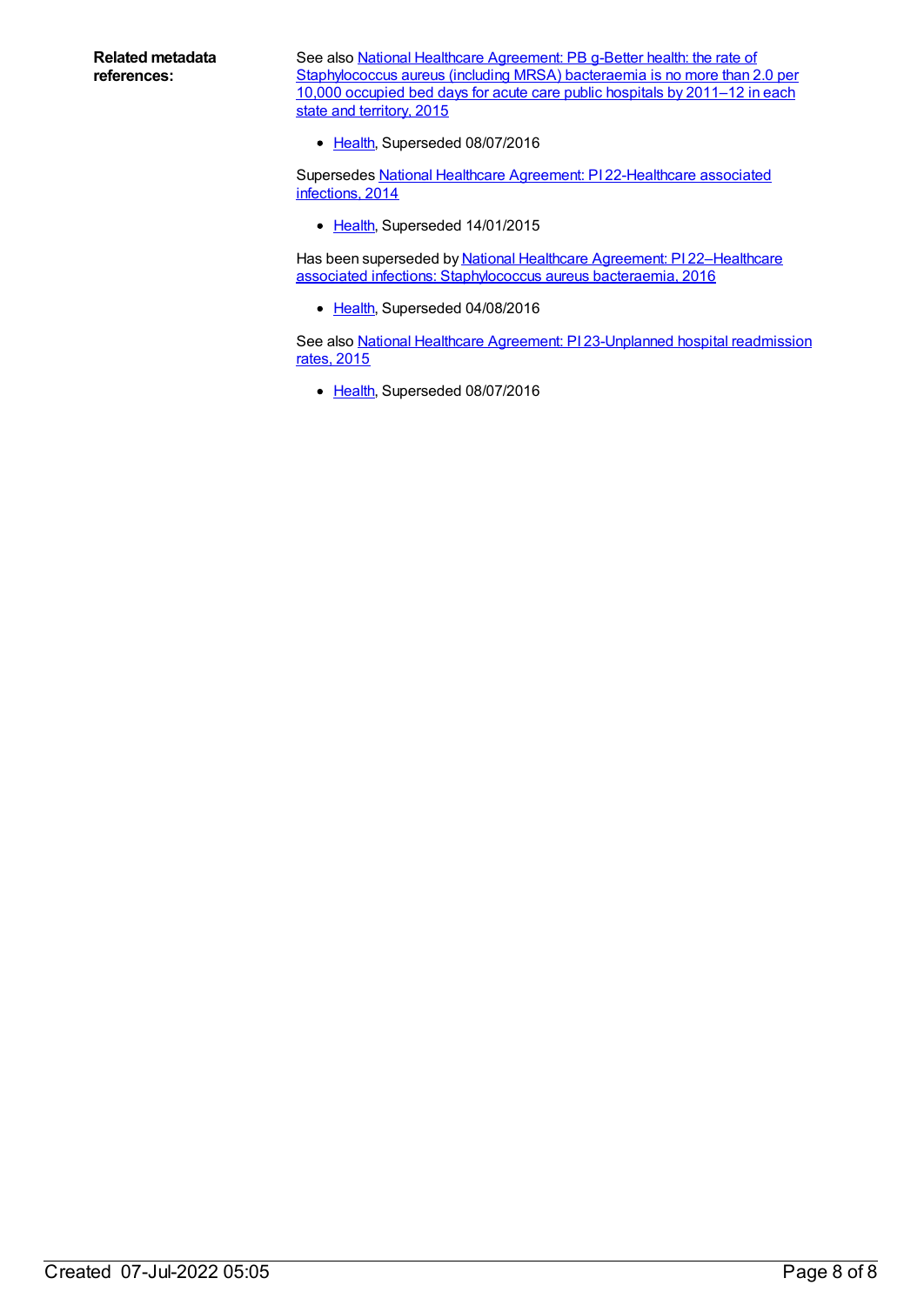**Related metadata references:**

See also National Healthcare Agreement: PB g-Better health: the rate of Staphylococcus aureus (including MRSA) bacteraemia is no more than 2.0 per 10,000 occupied bed days for acute care public hospitals by 2011–12 in each state and territory, 2015

- Health, Superseded 08/07/2016

Supersedes National Healthcare Agreement: PI 22-Healthcare associated infections, 2014

- Health, Superseded 14/01/2015

Has been superseded by National Healthcare Agreement: PI 22–Healthcare associated infections: Staphylococcus aureus bacteraemia, 2016

- Health, Superseded 04/08/2016

See also National Healthcare Agreement: PI 23-Unplanned hospital readmission rates, 2015

- Health, Superseded 08/07/2016